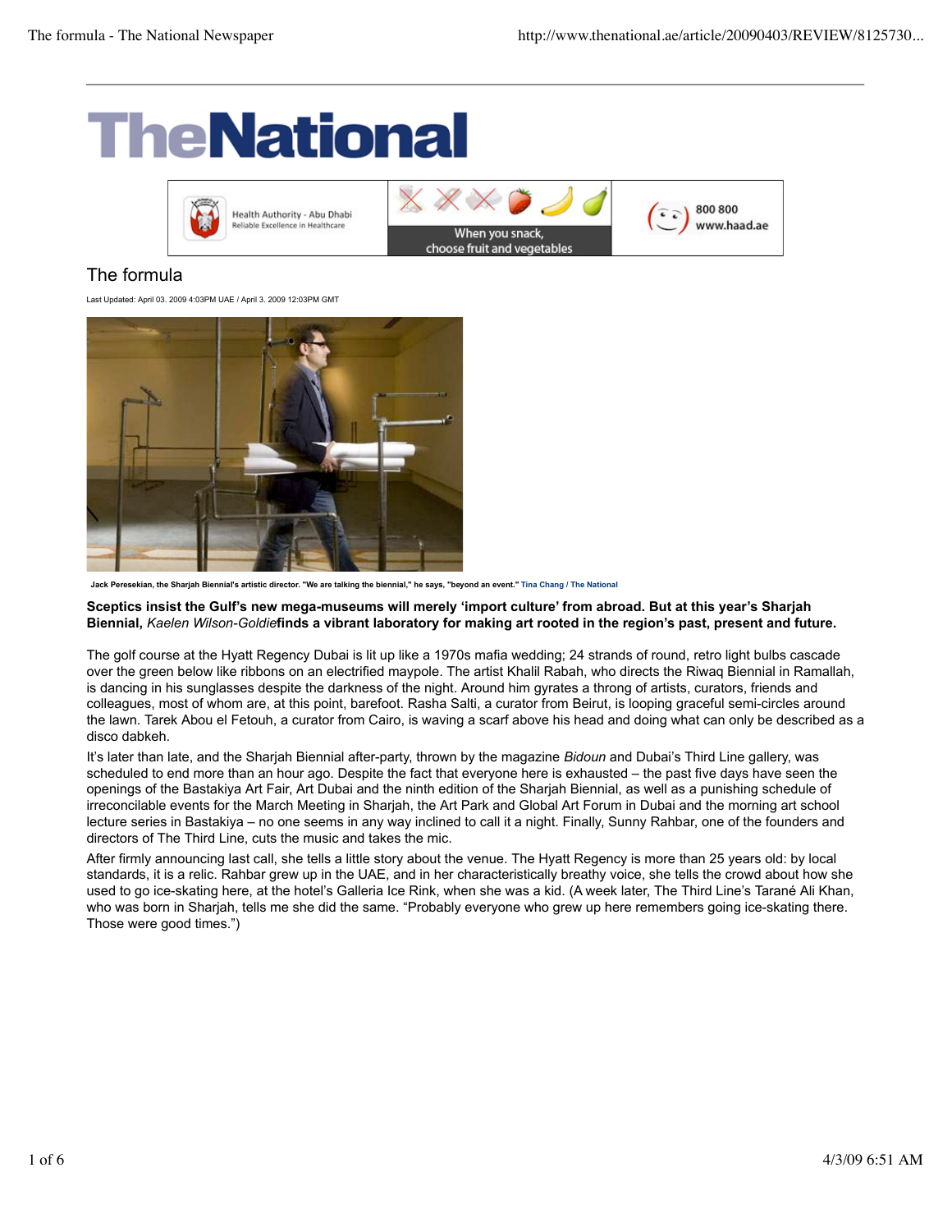# TheNational

## The formula

Last Updated: April 03. 2009 4:03PM UAE / April 3. 2009 12:03PM GMT

Jack Peresekian, the Sharjah Biennial's artistic director. "We are talking the biennial," he says, "beyond an event." Tina Chang / The National

**Sceptics insist the Gulf's new mega-museums will merely 'import culture' from abroad. But at this year's Sharjah Biennial,** ***Kaelen Wilson-Goldie*** **finds a vibrant laboratory for making art rooted in the region's past, present and future.**

The golf course at the Hyatt Regency Dubai is lit up like a 1970s mafia wedding; 24 strands of round, retro light bulbs cascade over the green below like ribbons on an electrified maypole. The artist Khalil Rabah, who directs the Riwaq Biennial in Ramallah, is dancing in his sunglasses despite the darkness of the night. Around him gyrates a throng of artists, curators, friends and colleagues, most of whom are, at this point, barefoot. Rasha Salti, a curator from Beirut, is looping graceful semi-circles around the lawn. Tarek Abou el Fetouh, a curator from Cairo, is waving a scarf above his head and doing what can only be described as a disco dabkeh.

It's later than late, and the Sharjah Biennial after-party, thrown by the magazine *Bidoun* and Dubai's Third Line gallery, was scheduled to end more than an hour ago. Despite the fact that everyone here is exhausted – the past five days have seen the openings of the Bastakiya Art Fair, Art Dubai and the ninth edition of the Sharjah Biennial, as well as a punishing schedule of irreconcilable events for the March Meeting in Sharjah, the Art Park and Global Art Forum in Dubai and the morning art school lecture series in Bastakiya – no one seems in any way inclined to call it a night. Finally, Sunny Rahbar, one of the founders and directors of The Third Line, cuts the music and takes the mic.

After firmly announcing last call, she tells a little story about the venue. The Hyatt Regency is more than 25 years old: by local standards, it is a relic. Rahbar grew up in the UAE, and in her characteristically breathy voice, she tells the crowd about how she used to go ice-skating here, at the hotel's Galleria Ice Rink, when she was a kid. (A week later, The Third Line's Tarané Ali Khan, who was born in Sharjah, tells me she did the same. "Probably everyone who grew up here remembers going ice-skating there. Those were good times.")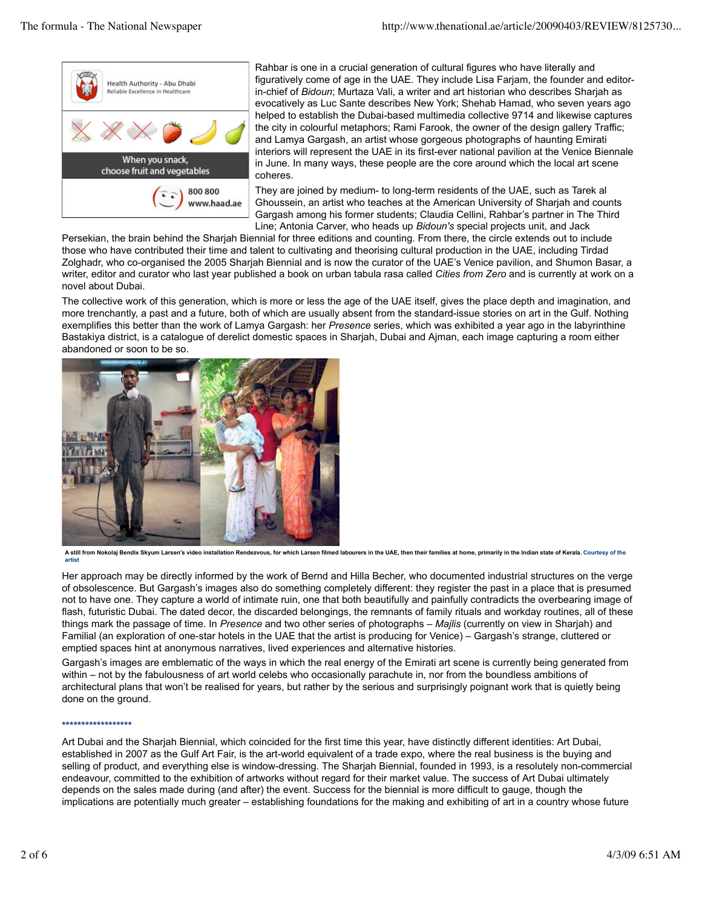Rahbar is one in a crucial generation of cultural figures who have literally and figuratively come of age in the UAE. They include Lisa Farjam, the founder and editor-in-chief of *Bidoun*; Murtaza Vali, a writer and art historian who describes Sharjah as evocatively as Luc Sante describes New York; Shehab Hamad, who seven years ago helped to establish the Dubai-based multimedia collective 9714 and likewise captures the city in colourful metaphors; Rami Farook, the owner of the design gallery Traffic; and Lamya Gargash, an artist whose gorgeous photographs of haunting Emirati interiors will represent the UAE in its first-ever national pavilion at the Venice Biennale in June. In many ways, these people are the core around which the local art scene coheres.

They are joined by medium- to long-term residents of the UAE, such as Tarek al Ghoussein, an artist who teaches at the American University of Sharjah and counts Gargash among his former students; Claudia Cellini, Rahbar's partner in The Third Line; Antonia Carver, who heads up *Bidoun's* special projects unit, and Jack Persekian, the brain behind the Sharjah Biennial for three editions and counting. From there, the circle extends out to include those who have contributed their time and talent to cultivating and theorising cultural production in the UAE, including Tirdad Zolghadr, who co-organised the 2005 Sharjah Biennial and is now the curator of the UAE's Venice pavilion, and Shumon Basar, a writer, editor and curator who last year published a book on urban tabula rasa called *Cities from Zero* and is currently at work on a novel about Dubai.

The collective work of this generation, which is more or less the age of the UAE itself, gives the place depth and imagination, and more trenchantly, a past and a future, both of which are usually absent from the standard-issue stories on art in the Gulf. Nothing exemplifies this better than the work of Lamya Gargash: her *Presence* series, which was exhibited a year ago in the labyrinthine Bastakiya district, is a catalogue of derelict domestic spaces in Sharjah, Dubai and Ajman, each image capturing a room either abandoned or soon to be so.

A still from Nokolaj Bendix Skyum Larsen's video installation Rendezvous, for which Larsen filmed labourers in the UAE, then their families at home, primarily in the Indian state of Kerala. Courtesy of the artist

Her approach may be directly informed by the work of Bernd and Hilla Becher, who documented industrial structures on the verge of obsolescence. But Gargash's images also do something completely different: they register the past in a place that is presumed not to have one. They capture a world of intimate ruin, one that both beautifully and painfully contradicts the overbearing image of flash, futuristic Dubai. The dated decor, the discarded belongings, the remnants of family rituals and workday routines, all of these things mark the passage of time. In *Presence* and two other series of photographs – *Majlis* (currently on view in Sharjah) and Familial (an exploration of one-star hotels in the UAE that the artist is producing for Venice) – Gargash's strange, cluttered or emptied spaces hint at anonymous narratives, lived experiences and alternative histories.

Gargash's images are emblematic of the ways in which the real energy of the Emirati art scene is currently being generated from within – not by the fabulousness of art world celebs who occasionally parachute in, nor from the boundless ambitions of architectural plans that won't be realised for years, but rather by the serious and surprisingly poignant work that is quietly being done on the ground.

*****************

Art Dubai and the Sharjah Biennial, which coincided for the first time this year, have distinctly different identities: Art Dubai, established in 2007 as the Gulf Art Fair, is the art-world equivalent of a trade expo, where the real business is the buying and selling of product, and everything else is window-dressing. The Sharjah Biennial, founded in 1993, is a resolutely non-commercial endeavour, committed to the exhibition of artworks without regard for their market value. The success of Art Dubai ultimately depends on the sales made during (and after) the event. Success for the biennial is more difficult to gauge, though the implications are potentially much greater – establishing foundations for the making and exhibiting of art in a country whose future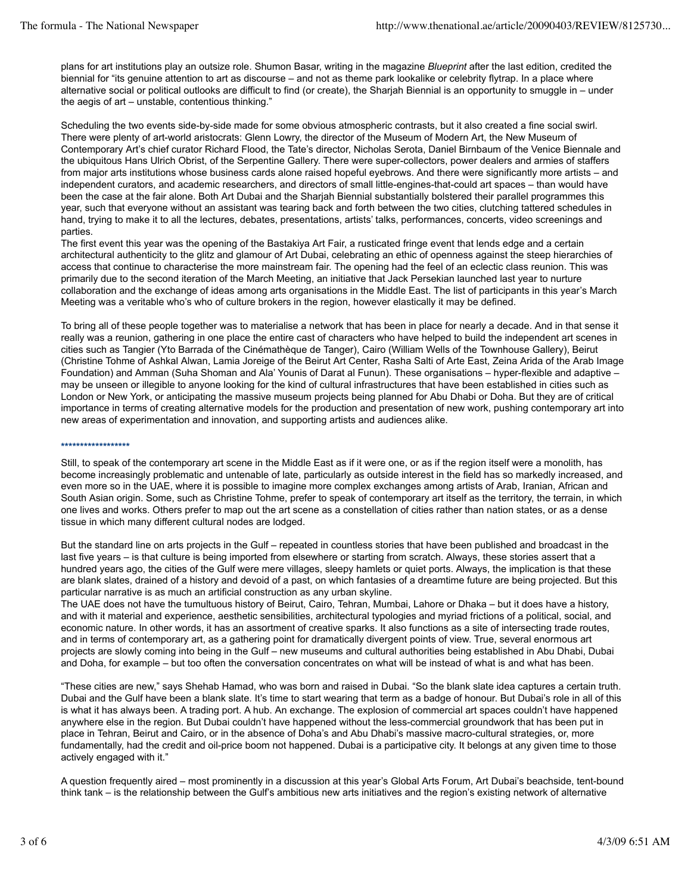plans for art institutions play an outsize role. Shumon Basar, writing in the magazine *Blueprint* after the last edition, credited the biennial for "its genuine attention to art as discourse – and not as theme park lookalike or celebrity flytrap. In a place where alternative social or political outlooks are difficult to find (or create), the Sharjah Biennial is an opportunity to smuggle in – under the aegis of art – unstable, contentious thinking."

Scheduling the two events side-by-side made for some obvious atmospheric contrasts, but it also created a fine social swirl. There were plenty of art-world aristocrats: Glenn Lowry, the director of the Museum of Modern Art, the New Museum of Contemporary Art's chief curator Richard Flood, the Tate's director, Nicholas Serota, Daniel Birnbaum of the Venice Biennale and the ubiquitous Hans Ulrich Obrist, of the Serpentine Gallery. There were super-collectors, power dealers and armies of staffers from major arts institutions whose business cards alone raised hopeful eyebrows. And there were significantly more artists – and independent curators, and academic researchers, and directors of small little-engines-that-could art spaces – than would have been the case at the fair alone. Both Art Dubai and the Sharjah Biennial substantially bolstered their parallel programmes this year, such that everyone without an assistant was tearing back and forth between the two cities, clutching tattered schedules in hand, trying to make it to all the lectures, debates, presentations, artists' talks, performances, concerts, video screenings and parties.

The first event this year was the opening of the Bastakiya Art Fair, a rusticated fringe event that lends edge and a certain architectural authenticity to the glitz and glamour of Art Dubai, celebrating an ethic of openness against the steep hierarchies of access that continue to characterise the more mainstream fair. The opening had the feel of an eclectic class reunion. This was primarily due to the second iteration of the March Meeting, an initiative that Jack Persekian launched last year to nurture collaboration and the exchange of ideas among arts organisations in the Middle East. The list of participants in this year's March Meeting was a veritable who's who of culture brokers in the region, however elastically it may be defined.

To bring all of these people together was to materialise a network that has been in place for nearly a decade. And in that sense it really was a reunion, gathering in one place the entire cast of characters who have helped to build the independent art scenes in cities such as Tangier (Yto Barrada of the Cinémathèque de Tanger), Cairo (William Wells of the Townhouse Gallery), Beirut (Christine Tohme of Ashkal Alwan, Lamia Joreige of the Beirut Art Center, Rasha Salti of Arte East, Zeina Arida of the Arab Image Foundation) and Amman (Suha Shoman and Ala' Younis of Darat al Funun). These organisations – hyper-flexible and adaptive – may be unseen or illegible to anyone looking for the kind of cultural infrastructures that have been established in cities such as London or New York, or anticipating the massive museum projects being planned for Abu Dhabi or Doha. But they are of critical importance in terms of creating alternative models for the production and presentation of new work, pushing contemporary art into new areas of experimentation and innovation, and supporting artists and audiences alike.

*****************

Still, to speak of the contemporary art scene in the Middle East as if it were one, or as if the region itself were a monolith, has become increasingly problematic and untenable of late, particularly as outside interest in the field has so markedly increased, and even more so in the UAE, where it is possible to imagine more complex exchanges among artists of Arab, Iranian, African and South Asian origin. Some, such as Christine Tohme, prefer to speak of contemporary art itself as the territory, the terrain, in which one lives and works. Others prefer to map out the art scene as a constellation of cities rather than nation states, or as a dense tissue in which many different cultural nodes are lodged.

But the standard line on arts projects in the Gulf – repeated in countless stories that have been published and broadcast in the last five years – is that culture is being imported from elsewhere or starting from scratch. Always, these stories assert that a hundred years ago, the cities of the Gulf were mere villages, sleepy hamlets or quiet ports. Always, the implication is that these are blank slates, drained of a history and devoid of a past, on which fantasies of a dreamtime future are being projected. But this particular narrative is as much an artificial construction as any urban skyline.

The UAE does not have the tumultuous history of Beirut, Cairo, Tehran, Mumbai, Lahore or Dhaka – but it does have a history, and with it material and experience, aesthetic sensibilities, architectural typologies and myriad frictions of a political, social, and economic nature. In other words, it has an assortment of creative sparks. It also functions as a site of intersecting trade routes, and in terms of contemporary art, as a gathering point for dramatically divergent points of view. True, several enormous art projects are slowly coming into being in the Gulf – new museums and cultural authorities being established in Abu Dhabi, Dubai and Doha, for example – but too often the conversation concentrates on what will be instead of what is and what has been.

"These cities are new," says Shehab Hamad, who was born and raised in Dubai. "So the blank slate idea captures a certain truth. Dubai and the Gulf have been a blank slate. It's time to start wearing that term as a badge of honour. But Dubai's role in all of this is what it has always been. A trading port. A hub. An exchange. The explosion of commercial art spaces couldn't have happened anywhere else in the region. But Dubai couldn't have happened without the less-commercial groundwork that has been put in place in Tehran, Beirut and Cairo, or in the absence of Doha's and Abu Dhabi's massive macro-cultural strategies, or, more fundamentally, had the credit and oil-price boom not happened. Dubai is a participative city. It belongs at any given time to those actively engaged with it."

A question frequently aired – most prominently in a discussion at this year's Global Arts Forum, Art Dubai's beachside, tent-bound think tank – is the relationship between the Gulf's ambitious new arts initiatives and the region's existing network of alternative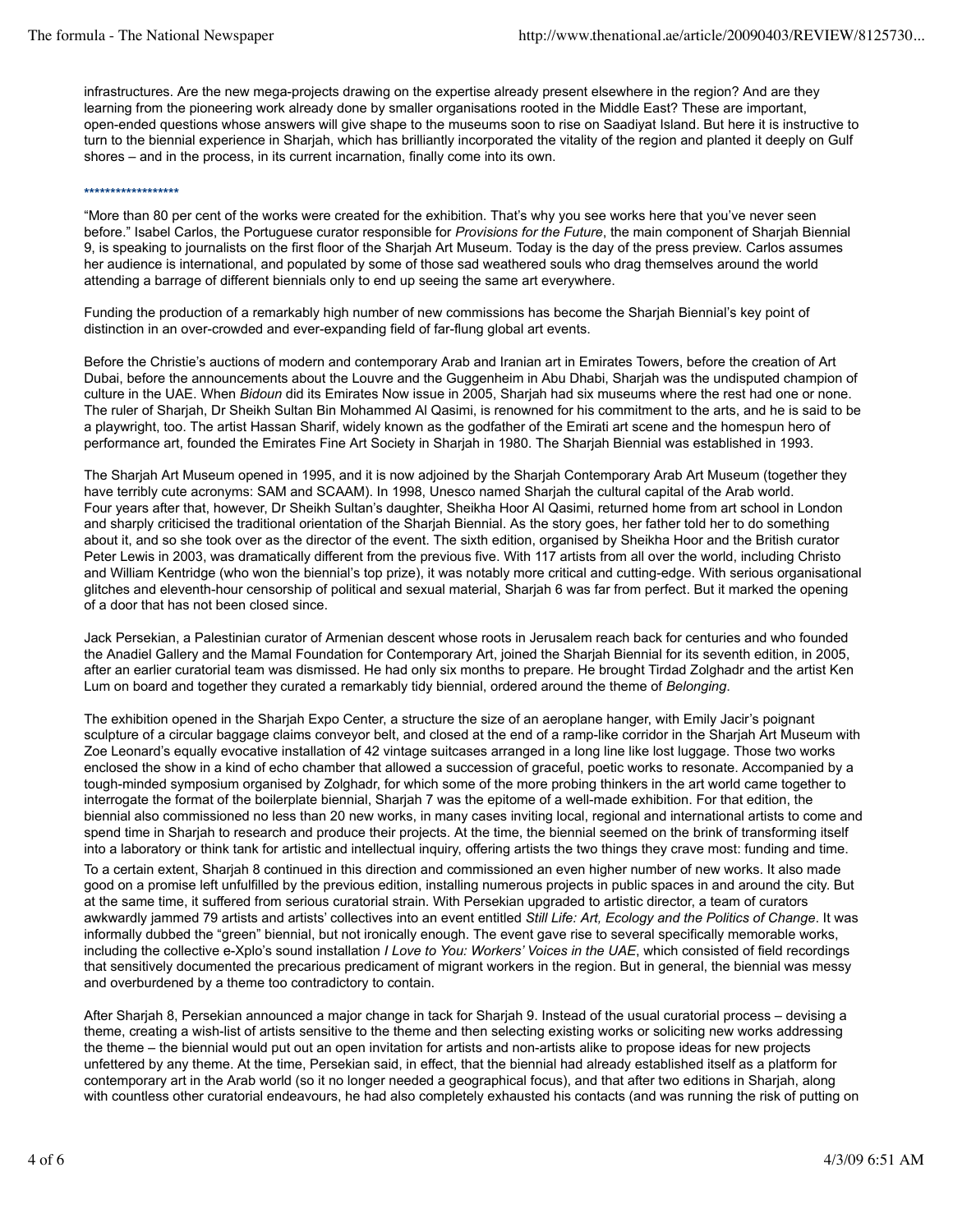infrastructures. Are the new mega-projects drawing on the expertise already present elsewhere in the region? And are they learning from the pioneering work already done by smaller organisations rooted in the Middle East? These are important, open-ended questions whose answers will give shape to the museums soon to rise on Saadiyat Island. But here it is instructive to turn to the biennial experience in Sharjah, which has brilliantly incorporated the vitality of the region and planted it deeply on Gulf shores – and in the process, in its current incarnation, finally come into its own.

*****************

"More than 80 per cent of the works were created for the exhibition. That's why you see works here that you've never seen before." Isabel Carlos, the Portuguese curator responsible for *Provisions for the Future*, the main component of Sharjah Biennial 9, is speaking to journalists on the first floor of the Sharjah Art Museum. Today is the day of the press preview. Carlos assumes her audience is international, and populated by some of those sad weathered souls who drag themselves around the world attending a barrage of different biennials only to end up seeing the same art everywhere.

Funding the production of a remarkably high number of new commissions has become the Sharjah Biennial's key point of distinction in an over-crowded and ever-expanding field of far-flung global art events.

Before the Christie's auctions of modern and contemporary Arab and Iranian art in Emirates Towers, before the creation of Art Dubai, before the announcements about the Louvre and the Guggenheim in Abu Dhabi, Sharjah was the undisputed champion of culture in the UAE. When *Bidoun* did its Emirates Now issue in 2005, Sharjah had six museums where the rest had one or none. The ruler of Sharjah, Dr Sheikh Sultan Bin Mohammed Al Qasimi, is renowned for his commitment to the arts, and he is said to be a playwright, too. The artist Hassan Sharif, widely known as the godfather of the Emirati art scene and the homespun hero of performance art, founded the Emirates Fine Art Society in Sharjah in 1980. The Sharjah Biennial was established in 1993.

The Sharjah Art Museum opened in 1995, and it is now adjoined by the Sharjah Contemporary Arab Art Museum (together they have terribly cute acronyms: SAM and SCAAM). In 1998, Unesco named Sharjah the cultural capital of the Arab world. Four years after that, however, Dr Sheikh Sultan's daughter, Sheikha Hoor Al Qasimi, returned home from art school in London and sharply criticised the traditional orientation of the Sharjah Biennial. As the story goes, her father told her to do something about it, and so she took over as the director of the event. The sixth edition, organised by Sheikha Hoor and the British curator Peter Lewis in 2003, was dramatically different from the previous five. With 117 artists from all over the world, including Christo and William Kentridge (who won the biennial's top prize), it was notably more critical and cutting-edge. With serious organisational glitches and eleventh-hour censorship of political and sexual material, Sharjah 6 was far from perfect. But it marked the opening of a door that has not been closed since.

Jack Persekian, a Palestinian curator of Armenian descent whose roots in Jerusalem reach back for centuries and who founded the Anadiel Gallery and the Mamal Foundation for Contemporary Art, joined the Sharjah Biennial for its seventh edition, in 2005, after an earlier curatorial team was dismissed. He had only six months to prepare. He brought Tirdad Zolghadr and the artist Ken Lum on board and together they curated a remarkably tidy biennial, ordered around the theme of *Belonging*.

The exhibition opened in the Sharjah Expo Center, a structure the size of an aeroplane hanger, with Emily Jacir's poignant sculpture of a circular baggage claims conveyor belt, and closed at the end of a ramp-like corridor in the Sharjah Art Museum with Zoe Leonard's equally evocative installation of 42 vintage suitcases arranged in a long line like lost luggage. Those two works enclosed the show in a kind of echo chamber that allowed a succession of graceful, poetic works to resonate. Accompanied by a tough-minded symposium organised by Zolghadr, for which some of the more probing thinkers in the art world came together to interrogate the format of the boilerplate biennial, Sharjah 7 was the epitome of a well-made exhibition. For that edition, the biennial also commissioned no less than 20 new works, in many cases inviting local, regional and international artists to come and spend time in Sharjah to research and produce their projects. At the time, the biennial seemed on the brink of transforming itself into a laboratory or think tank for artistic and intellectual inquiry, offering artists the two things they crave most: funding and time.

To a certain extent, Sharjah 8 continued in this direction and commissioned an even higher number of new works. It also made good on a promise left unfulfilled by the previous edition, installing numerous projects in public spaces in and around the city. But at the same time, it suffered from serious curatorial strain. With Persekian upgraded to artistic director, a team of curators awkwardly jammed 79 artists and artists' collectives into an event entitled *Still Life: Art, Ecology and the Politics of Change*. It was informally dubbed the "green" biennial, but not ironically enough. The event gave rise to several specifically memorable works, including the collective e-Xplo's sound installation *I Love to You: Workers' Voices in the UAE*, which consisted of field recordings that sensitively documented the precarious predicament of migrant workers in the region. But in general, the biennial was messy and overburdened by a theme too contradictory to contain.

After Sharjah 8, Persekian announced a major change in tack for Sharjah 9. Instead of the usual curatorial process – devising a theme, creating a wish-list of artists sensitive to the theme and then selecting existing works or soliciting new works addressing the theme – the biennial would put out an open invitation for artists and non-artists alike to propose ideas for new projects unfettered by any theme. At the time, Persekian said, in effect, that the biennial had already established itself as a platform for contemporary art in the Arab world (so it no longer needed a geographical focus), and that after two editions in Sharjah, along with countless other curatorial endeavours, he had also completely exhausted his contacts (and was running the risk of putting on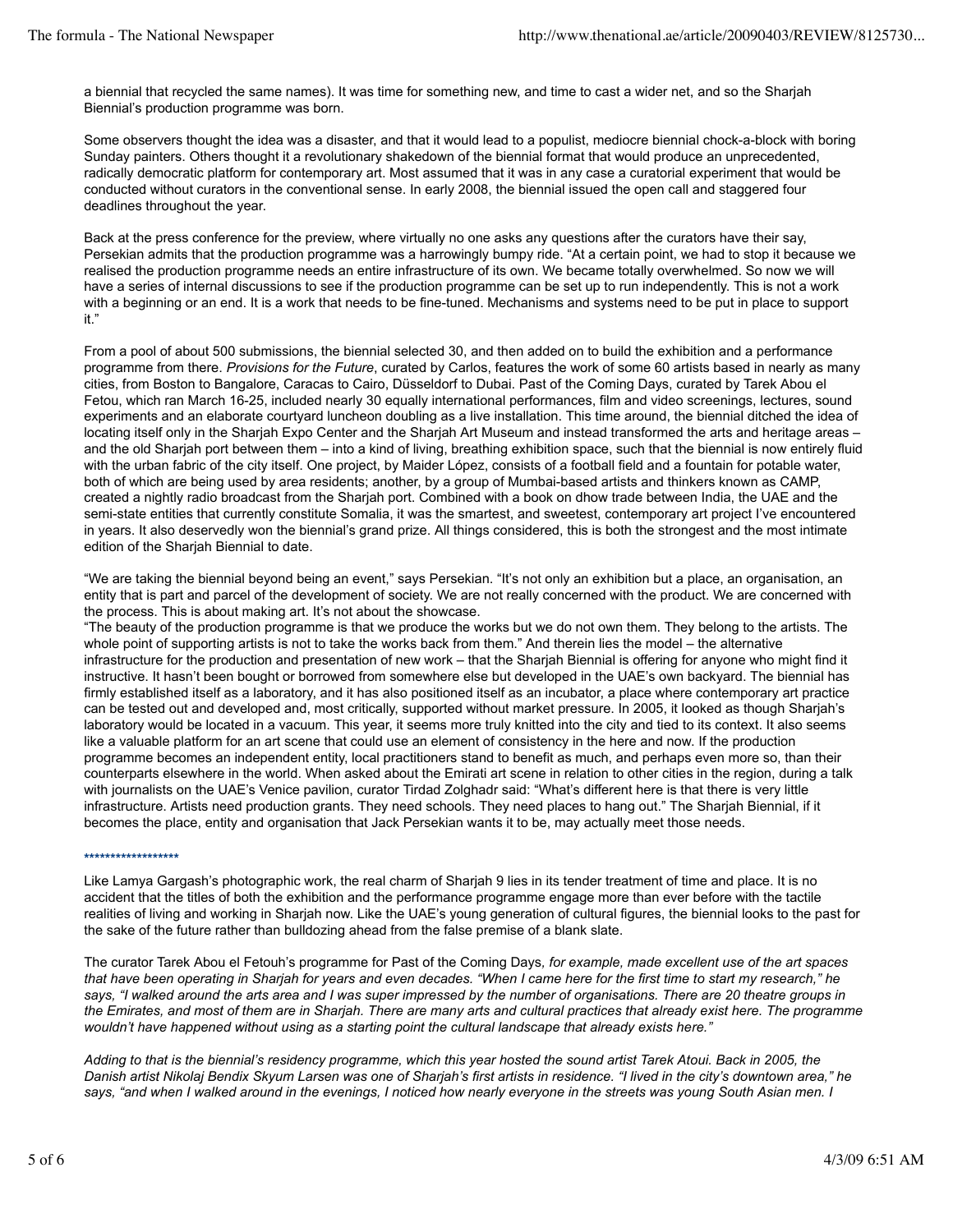a biennial that recycled the same names). It was time for something new, and time to cast a wider net, and so the Sharjah Biennial's production programme was born.

Some observers thought the idea was a disaster, and that it would lead to a populist, mediocre biennial chock-a-block with boring Sunday painters. Others thought it a revolutionary shakedown of the biennial format that would produce an unprecedented, radically democratic platform for contemporary art. Most assumed that it was in any case a curatorial experiment that would be conducted without curators in the conventional sense. In early 2008, the biennial issued the open call and staggered four deadlines throughout the year.

Back at the press conference for the preview, where virtually no one asks any questions after the curators have their say, Persekian admits that the production programme was a harrowingly bumpy ride. "At a certain point, we had to stop it because we realised the production programme needs an entire infrastructure of its own. We became totally overwhelmed. So now we will have a series of internal discussions to see if the production programme can be set up to run independently. This is not a work with a beginning or an end. It is a work that needs to be fine-tuned. Mechanisms and systems need to be put in place to support it."

From a pool of about 500 submissions, the biennial selected 30, and then added on to build the exhibition and a performance programme from there. *Provisions for the Future*, curated by Carlos, features the work of some 60 artists based in nearly as many cities, from Boston to Bangalore, Caracas to Cairo, Düsseldorf to Dubai. Past of the Coming Days, curated by Tarek Abou el Fetou, which ran March 16-25, included nearly 30 equally international performances, film and video screenings, lectures, sound experiments and an elaborate courtyard luncheon doubling as a live installation. This time around, the biennial ditched the idea of locating itself only in the Sharjah Expo Center and the Sharjah Art Museum and instead transformed the arts and heritage areas – and the old Sharjah port between them – into a kind of living, breathing exhibition space, such that the biennial is now entirely fluid with the urban fabric of the city itself. One project, by Maider López, consists of a football field and a fountain for potable water, both of which are being used by area residents; another, by a group of Mumbai-based artists and thinkers known as CAMP, created a nightly radio broadcast from the Sharjah port. Combined with a book on dhow trade between India, the UAE and the semi-state entities that currently constitute Somalia, it was the smartest, and sweetest, contemporary art project I've encountered in years. It also deservedly won the biennial's grand prize. All things considered, this is both the strongest and the most intimate edition of the Sharjah Biennial to date.

"We are taking the biennial beyond being an event," says Persekian. "It's not only an exhibition but a place, an organisation, an entity that is part and parcel of the development of society. We are not really concerned with the product. We are concerned with the process. This is about making art. It's not about the showcase.

"The beauty of the production programme is that we produce the works but we do not own them. They belong to the artists. The whole point of supporting artists is not to take the works back from them." And therein lies the model – the alternative infrastructure for the production and presentation of new work – that the Sharjah Biennial is offering for anyone who might find it instructive. It hasn't been bought or borrowed from somewhere else but developed in the UAE's own backyard. The biennial has firmly established itself as a laboratory, and it has also positioned itself as an incubator, a place where contemporary art practice can be tested out and developed and, most critically, supported without market pressure. In 2005, it looked as though Sharjah's laboratory would be located in a vacuum. This year, it seems more truly knitted into the city and tied to its context. It also seems like a valuable platform for an art scene that could use an element of consistency in the here and now. If the production programme becomes an independent entity, local practitioners stand to benefit as much, and perhaps even more so, than their counterparts elsewhere in the world. When asked about the Emirati art scene in relation to other cities in the region, during a talk with journalists on the UAE's Venice pavilion, curator Tirdad Zolghadr said: "What's different here is that there is very little infrastructure. Artists need production grants. They need schools. They need places to hang out." The Sharjah Biennial, if it becomes the place, entity and organisation that Jack Persekian wants it to be, may actually meet those needs.

*****************

Like Lamya Gargash's photographic work, the real charm of Sharjah 9 lies in its tender treatment of time and place. It is no accident that the titles of both the exhibition and the performance programme engage more than ever before with the tactile realities of living and working in Sharjah now. Like the UAE's young generation of cultural figures, the biennial looks to the past for the sake of the future rather than bulldozing ahead from the false premise of a blank slate.

The curator Tarek Abou el Fetouh's programme for Past of the Coming Days, *for example, made excellent use of the art spaces that have been operating in Sharjah for years and even decades. "When I came here for the first time to start my research," he says, "I walked around the arts area and I was super impressed by the number of organisations. There are 20 theatre groups in the Emirates, and most of them are in Sharjah. There are many arts and cultural practices that already exist here. The programme wouldn't have happened without using as a starting point the cultural landscape that already exists here."*

*Adding to that is the biennial's residency programme, which this year hosted the sound artist Tarek Atoui. Back in 2005, the Danish artist Nikolaj Bendix Skyum Larsen was one of Sharjah's first artists in residence. "I lived in the city's downtown area," he says, "and when I walked around in the evenings, I noticed how nearly everyone in the streets was young South Asian men. I*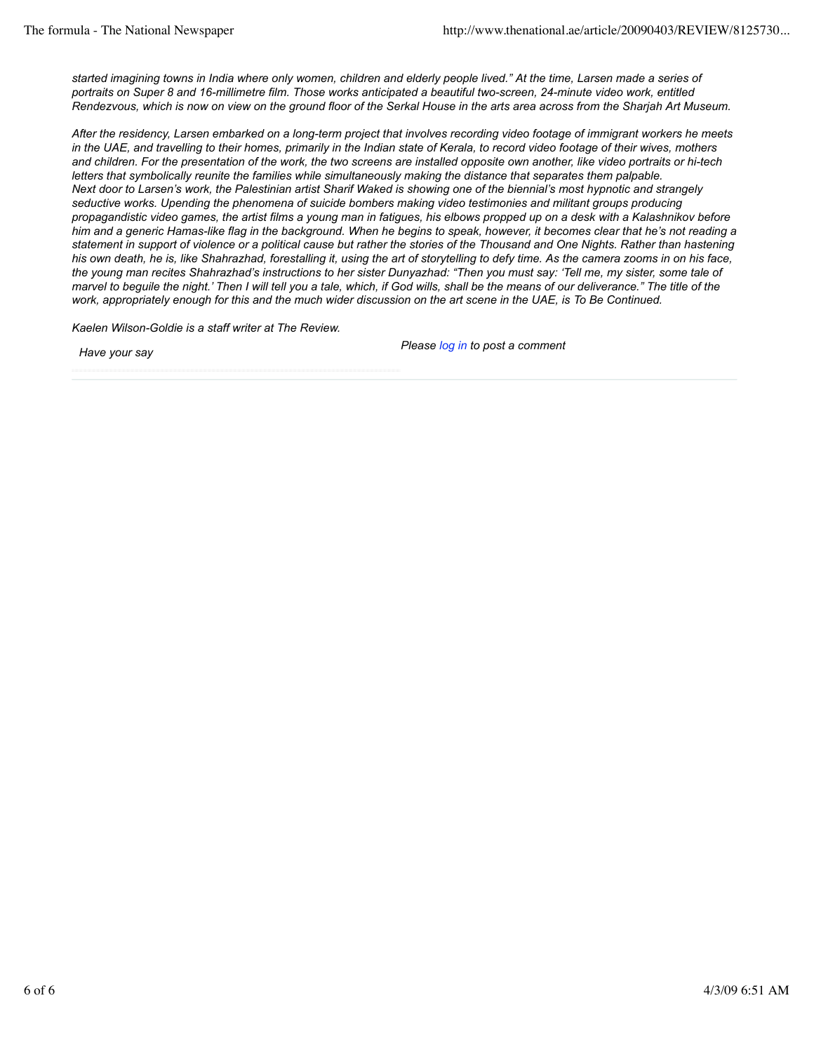*started imagining towns in India where only women, children and elderly people lived." At the time, Larsen made a series of portraits on Super 8 and 16-millimetre film. Those works anticipated a beautiful two-screen, 24-minute video work, entitled Rendezvous, which is now on view on the ground floor of the Serkal House in the arts area across from the Sharjah Art Museum.*

*After the residency, Larsen embarked on a long-term project that involves recording video footage of immigrant workers he meets in the UAE, and travelling to their homes, primarily in the Indian state of Kerala, to record video footage of their wives, mothers and children. For the presentation of the work, the two screens are installed opposite own another, like video portraits or hi-tech letters that symbolically reunite the families while simultaneously making the distance that separates them palpable.*

*Next door to Larsen's work, the Palestinian artist Sharif Waked is showing one of the biennial's most hypnotic and strangely seductive works. Upending the phenomena of suicide bombers making video testimonies and militant groups producing propagandistic video games, the artist films a young man in fatigues, his elbows propped up on a desk with a Kalashnikov before him and a generic Hamas-like flag in the background. When he begins to speak, however, it becomes clear that he's not reading a statement in support of violence or a political cause but rather the stories of the Thousand and One Nights. Rather than hastening his own death, he is, like Shahrazhad, forestalling it, using the art of storytelling to defy time. As the camera zooms in on his face, the young man recites Shahrazhad's instructions to her sister Dunyazhad: "Then you must say: 'Tell me, my sister, some tale of marvel to beguile the night.' Then I will tell you a tale, which, if God wills, shall be the means of our deliverance." The title of the work, appropriately enough for this and the much wider discussion on the art scene in the UAE, is To Be Continued.*

*Kaelen Wilson-Goldie is a staff writer at The Review.*

*Have your say*

*Please log in to post a comment*